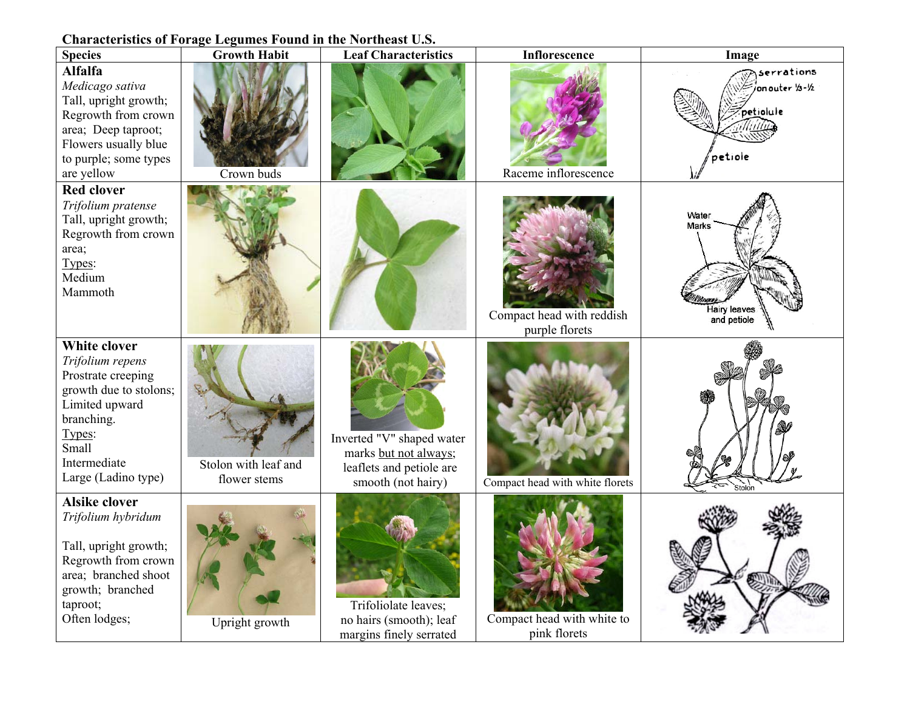**Characteristics of Forage Legumes Found in the Northeast U.S.**

| Species | Growth Habit | Leaf Characteristics | Inflorescence | Image |
|---|---|---|---|---|
| **Alfalfa** *Medicago sativa* Tall, upright growth; Regrowth from crown area; Deep taproot; Flowers usually blue to purple; some types are yellow | Crown buds | | Raceme inflorescence | serrations on outer 1/3-1/2; petiolule; petiole |
| **Red clover** *Trifolium pratense* Tall, upright growth; Regrowth from crown area; Types: Medium, Mammoth | | | Compact head with reddish purple florets | Water Marks; Hairy leaves and petiole |
| **White clover** *Trifolium repens* Prostrate creeping growth due to stolons; Limited upward branching. Types: Small, Intermediate, Large (Ladino type) | Stolon with leaf and flower stems | Inverted "V" shaped water marks but not always; leaflets and petiole are smooth (not hairy) | Compact head with white florets | Stolon |
| **Alsike clover** *Trifolium hybridum* Tall, upright growth; Regrowth from crown area; branched shoot growth; branched taproot; Often lodges; | Upright growth | Trifoliolate leaves; no hairs (smooth); leaf margins finely serrated | Compact head with white to pink florets | |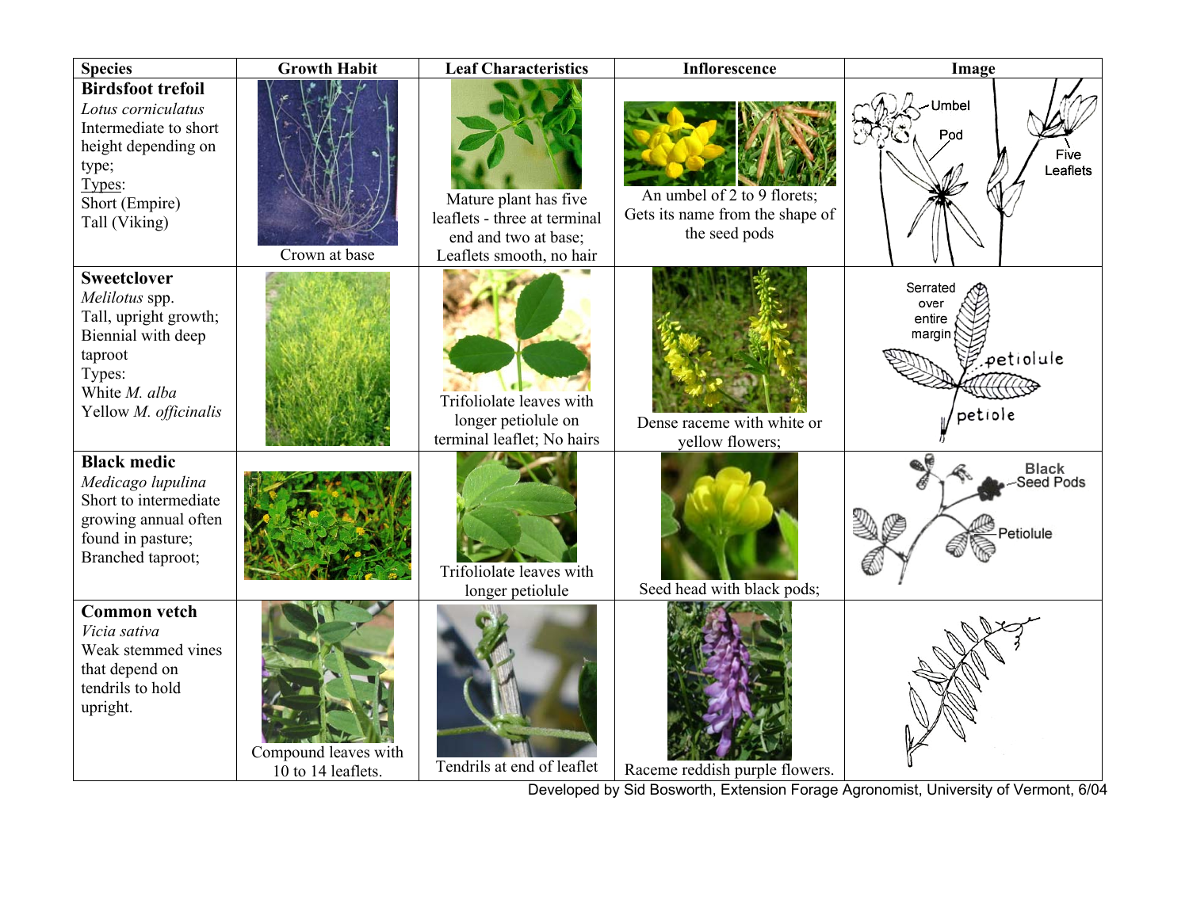| Species | Growth Habit | Leaf Characteristics | Inflorescence | Image |
|---|---|---|---|---|
| **Birdsfoot trefoil** *Lotus corniculatus* Intermediate to short height depending on type; Types: Short (Empire) Tall (Viking) | Crown at base | Mature plant has five leaflets - three at terminal end and two at base; Leaflets smooth, no hair | An umbel of 2 to 9 florets; Gets its name from the shape of the seed pods | Umbel Pod Five Leaflets |
| **Sweetclover** *Melilotus* spp. Tall, upright growth; Biennial with deep taproot Types: White *M. alba* Yellow *M. officinalis* | | Trifoliolate leaves with longer petiolule on terminal leaflet; No hairs | Dense raceme with white or yellow flowers; | Serrated over entire margin petiolule petiole |
| **Black medic** *Medicago lupulina* Short to intermediate growing annual often found in pasture; Branched taproot; | | Trifoliolate leaves with longer petiolule | Seed head with black pods; | Black Seed Pods Petiolule |
| **Common vetch** *Vicia sativa* Weak stemmed vines that depend on tendrils to hold upright. | Compound leaves with 10 to 14 leaflets. | Tendrils at end of leaflet | Raceme reddish purple flowers. | |

Developed by Sid Bosworth, Extension Forage Agronomist, University of Vermont, 6/04